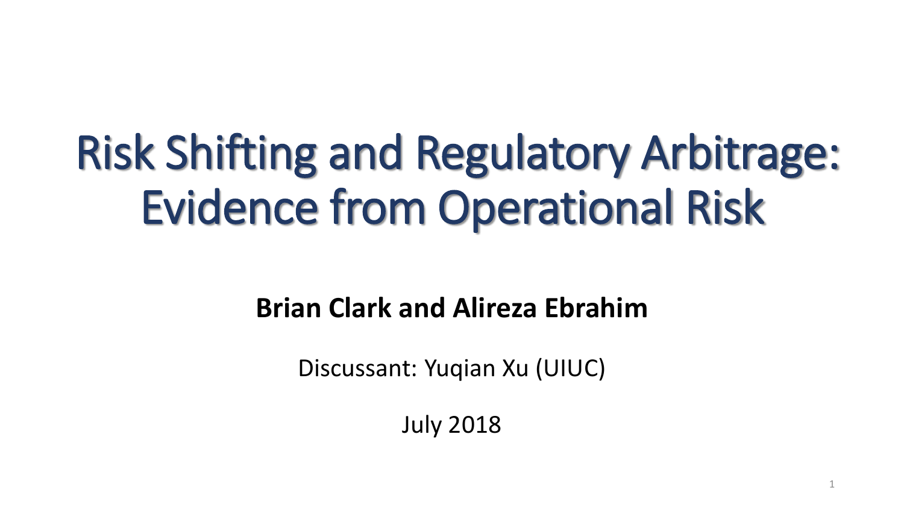# Risk Shifting and Regulatory Arbitrage: Evidence from Operational Risk

**Brian Clark and Alireza Ebrahim**

Discussant: Yuqian Xu (UIUC)

July 2018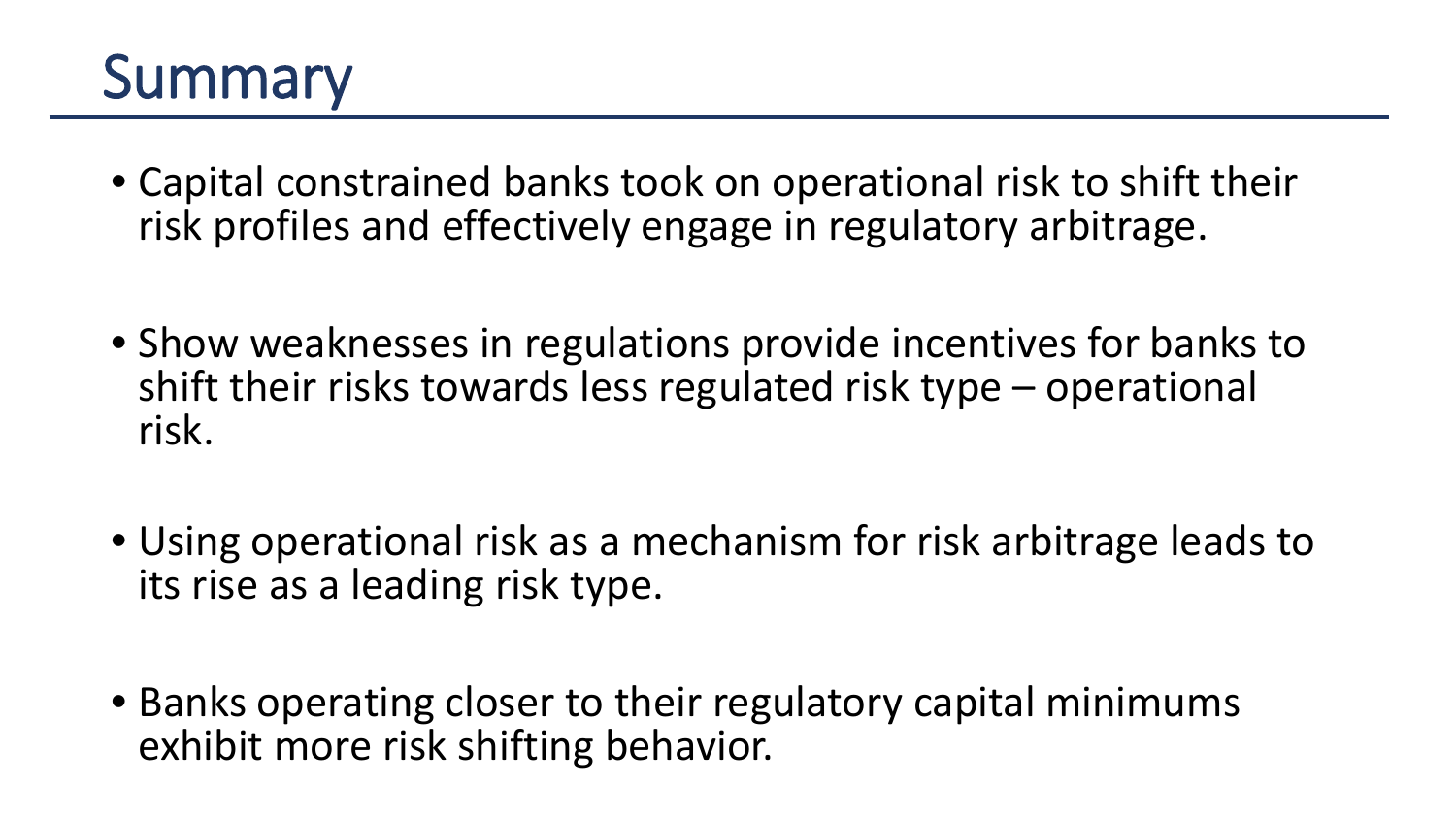# Summary

- Capital constrained banks took on operational risk to shift their risk profiles and effectively engage in regulatory arbitrage.
- Show weaknesses in regulations provide incentives for banks to shift their risks towards less regulated risk type – operational risk.
- Using operational risk as a mechanism for risk arbitrage leads to its rise as a leading risk type.
- Banks operating closer to their regulatory capital minimums exhibit more risk shifting behavior.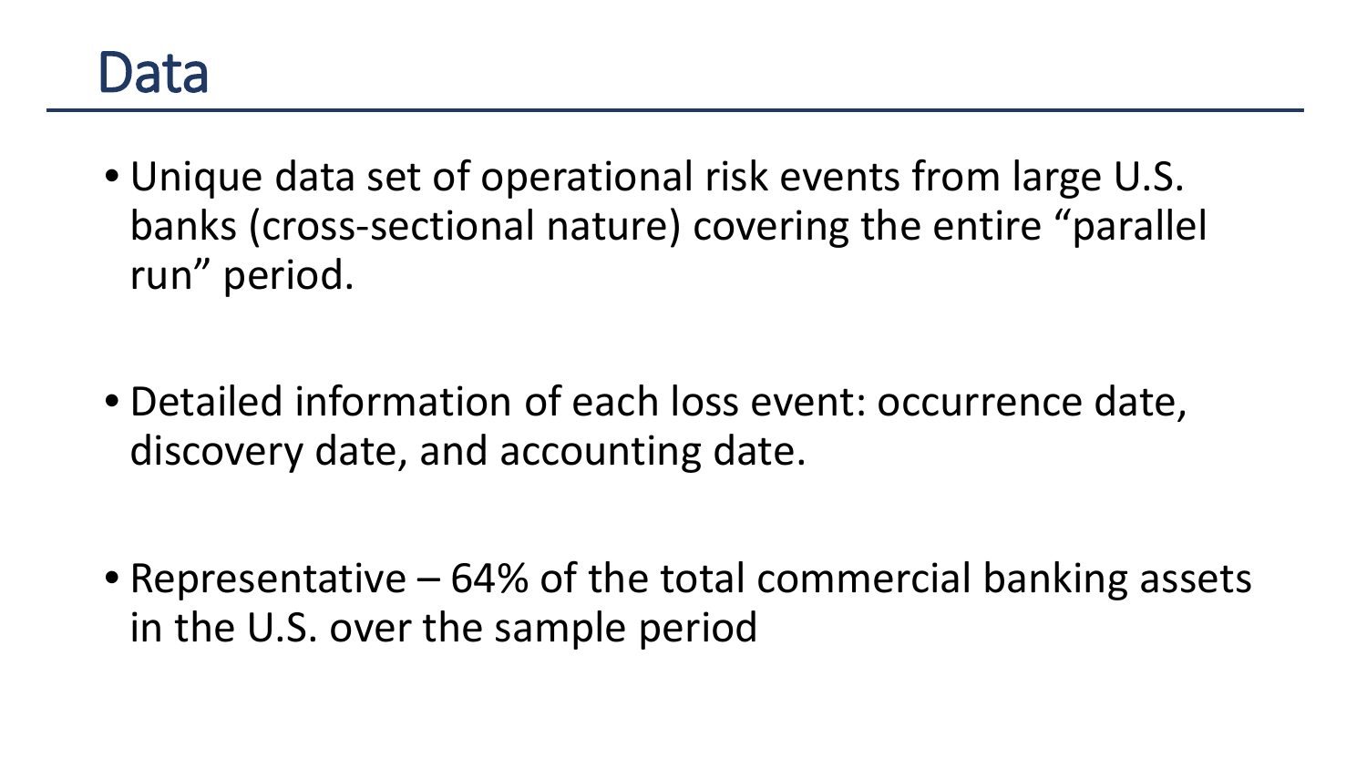# Data

- Unique data set of operational risk events from large U.S. banks (cross-sectional nature) covering the entire “parallel run” period.

- Detailed information of each loss event: occurrence date, discovery date, and accounting date.

- Representative – 64% of the total commercial banking assets in the U.S. over the sample period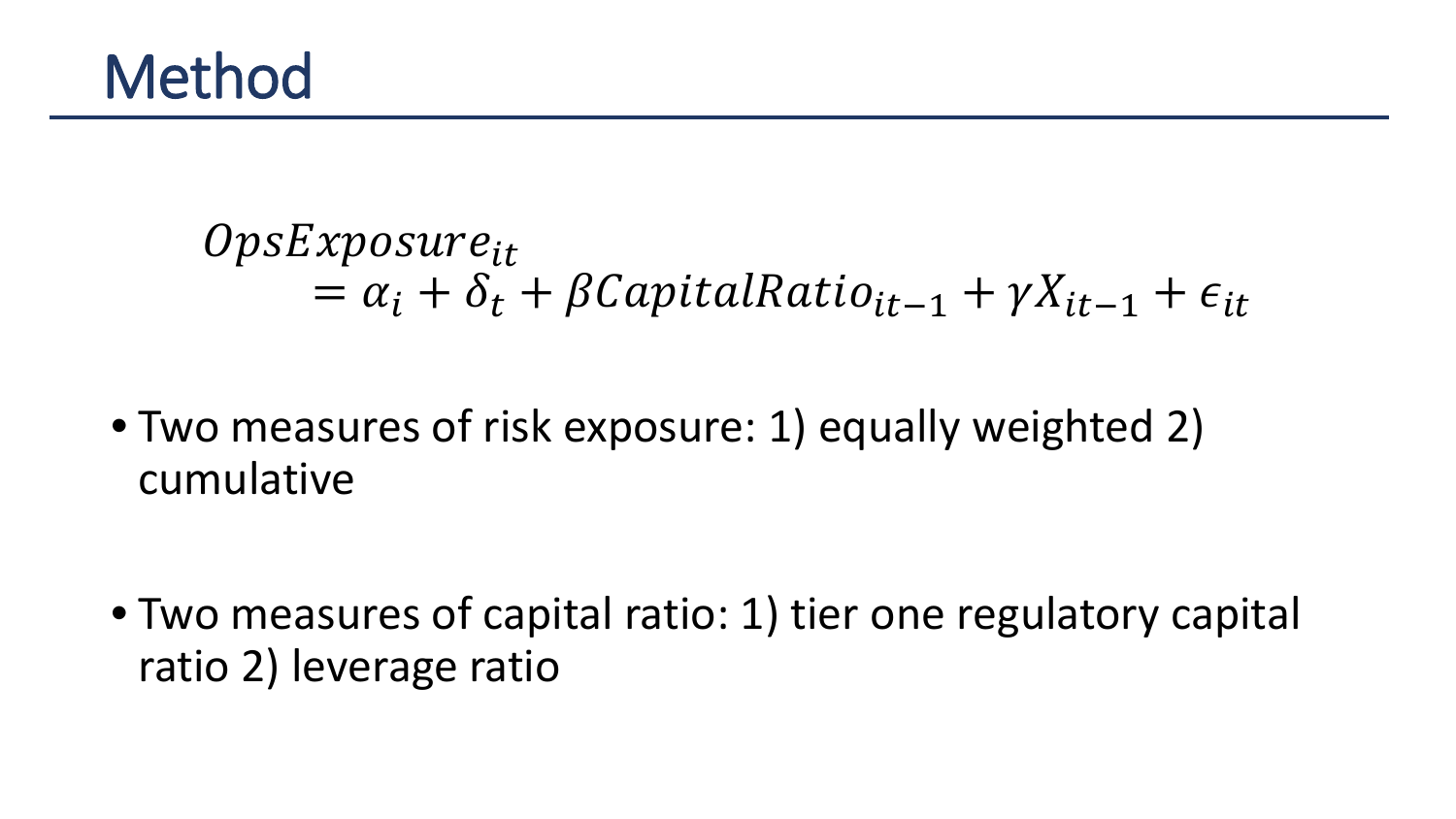# Method

$$OpsExposure_{it} = \alpha_i + \delta_t + \beta CapitalRatio_{it-1} + \gamma X_{it-1} + \epsilon_{it}$$

- Two measures of risk exposure: 1) equally weighted 2) cumulative
- Two measures of capital ratio: 1) tier one regulatory capital ratio 2) leverage ratio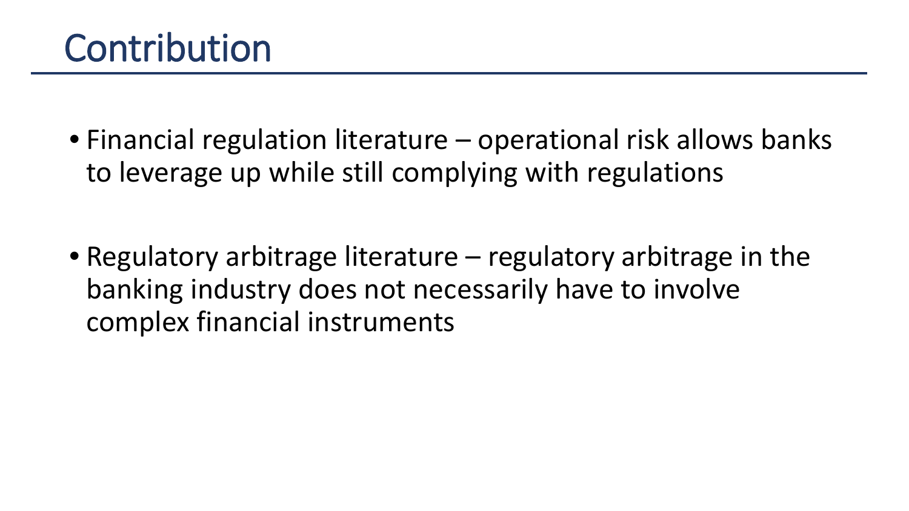# Contribution

- Financial regulation literature – operational risk allows banks to leverage up while still complying with regulations

- Regulatory arbitrage literature – regulatory arbitrage in the banking industry does not necessarily have to involve complex financial instruments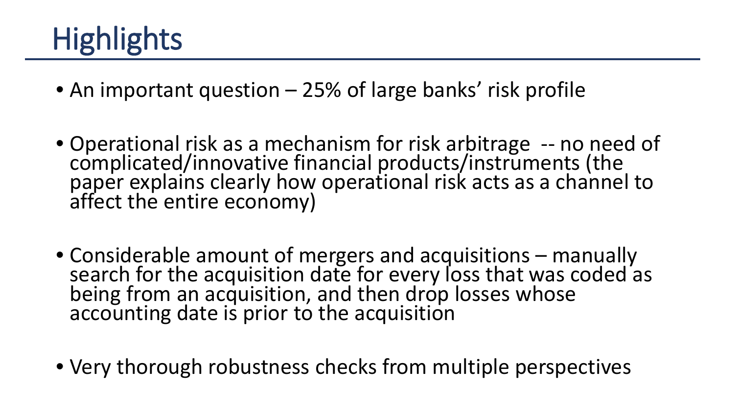# Highlights

- An important question – 25% of large banks' risk profile
- Operational risk as a mechanism for risk arbitrage -- no need of complicated/innovative financial products/instruments (the paper explains clearly how operational risk acts as a channel to affect the entire economy)
- Considerable amount of mergers and acquisitions – manually search for the acquisition date for every loss that was coded as being from an acquisition, and then drop losses whose accounting date is prior to the acquisition
- Very thorough robustness checks from multiple perspectives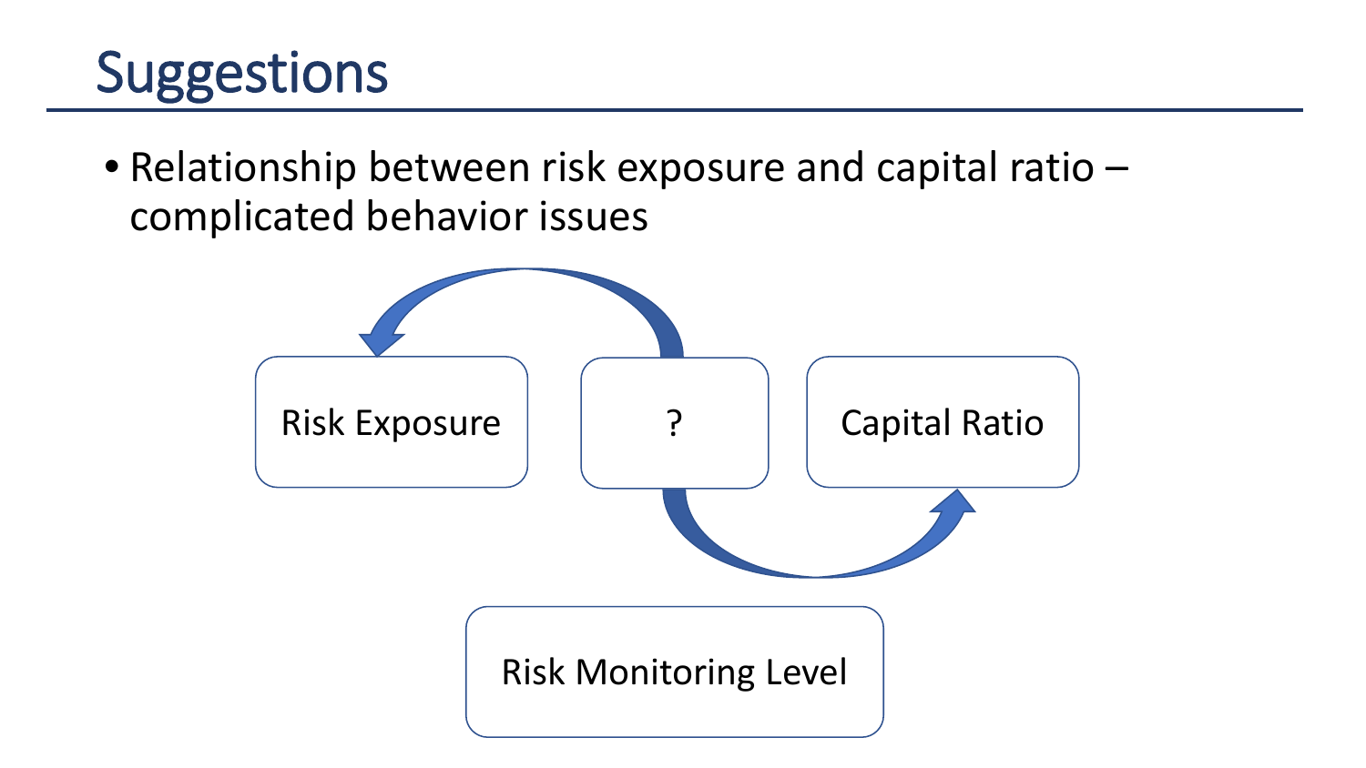# Suggestions

- Relationship between risk exposure and capital ratio – complicated behavior issues

Risk Exposure

?

Capital Ratio

Risk Monitoring Level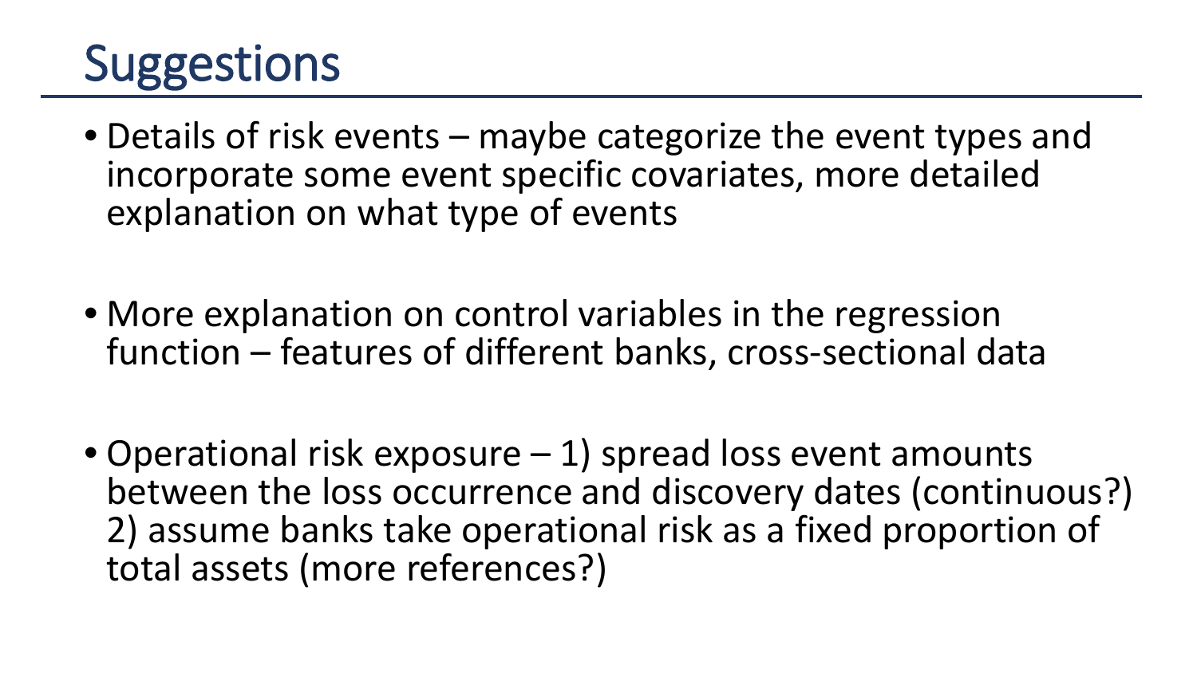# Suggestions

- Details of risk events – maybe categorize the event types and incorporate some event specific covariates, more detailed explanation on what type of events
- More explanation on control variables in the regression function – features of different banks, cross-sectional data
- Operational risk exposure – 1) spread loss event amounts between the loss occurrence and discovery dates (continuous?) 2) assume banks take operational risk as a fixed proportion of total assets (more references?)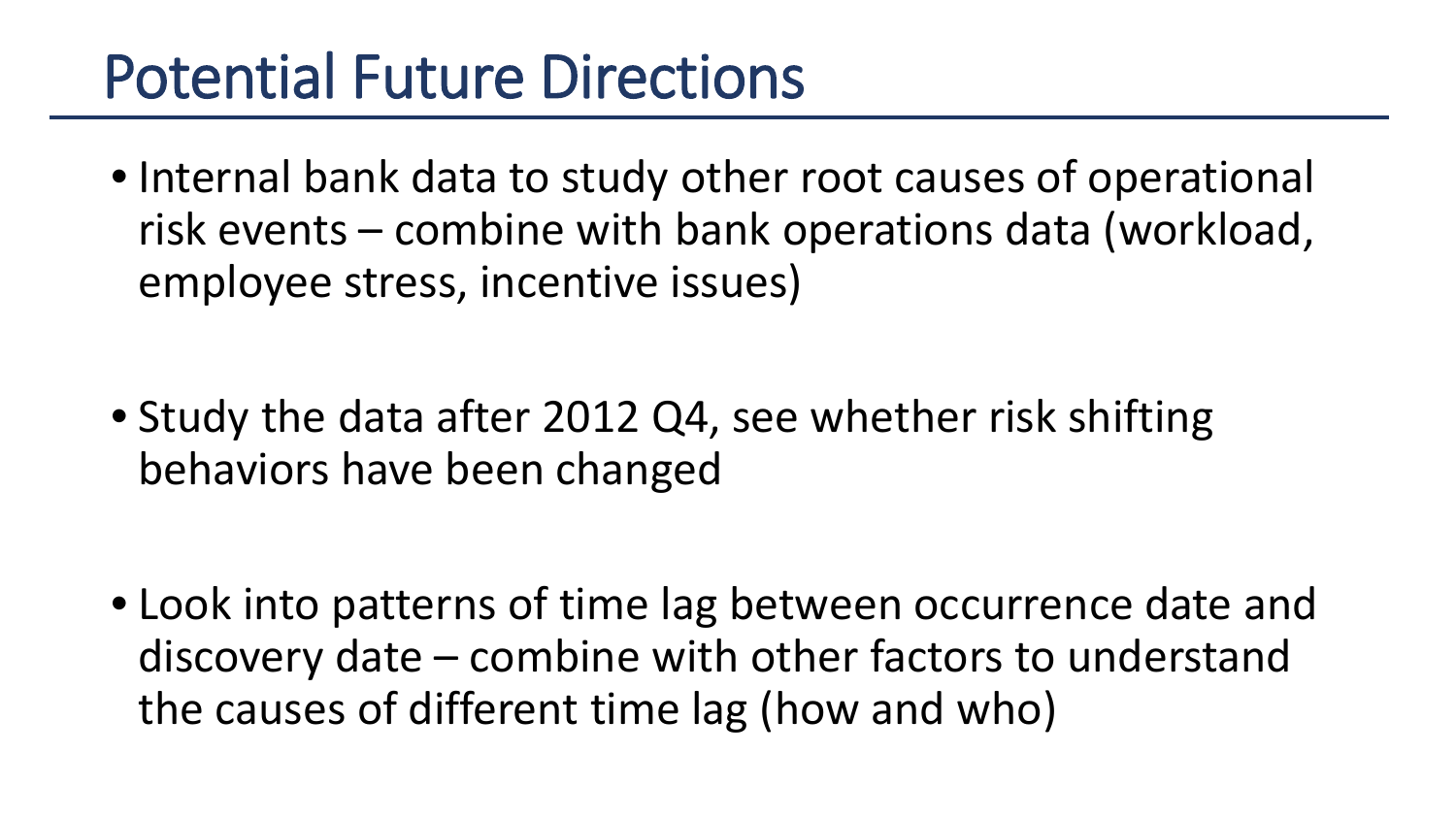# Potential Future Directions

- Internal bank data to study other root causes of operational risk events – combine with bank operations data (workload, employee stress, incentive issues)
- Study the data after 2012 Q4, see whether risk shifting behaviors have been changed
- Look into patterns of time lag between occurrence date and discovery date – combine with other factors to understand the causes of different time lag (how and who)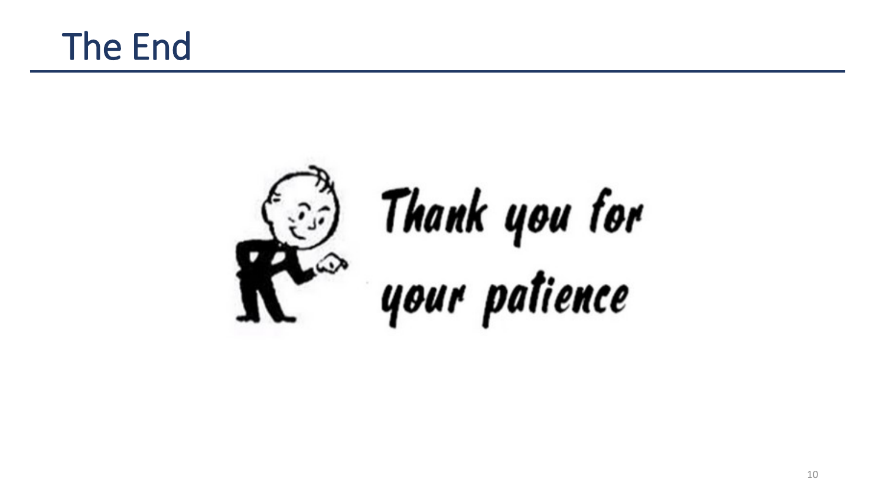# The End

Thank you for your patience